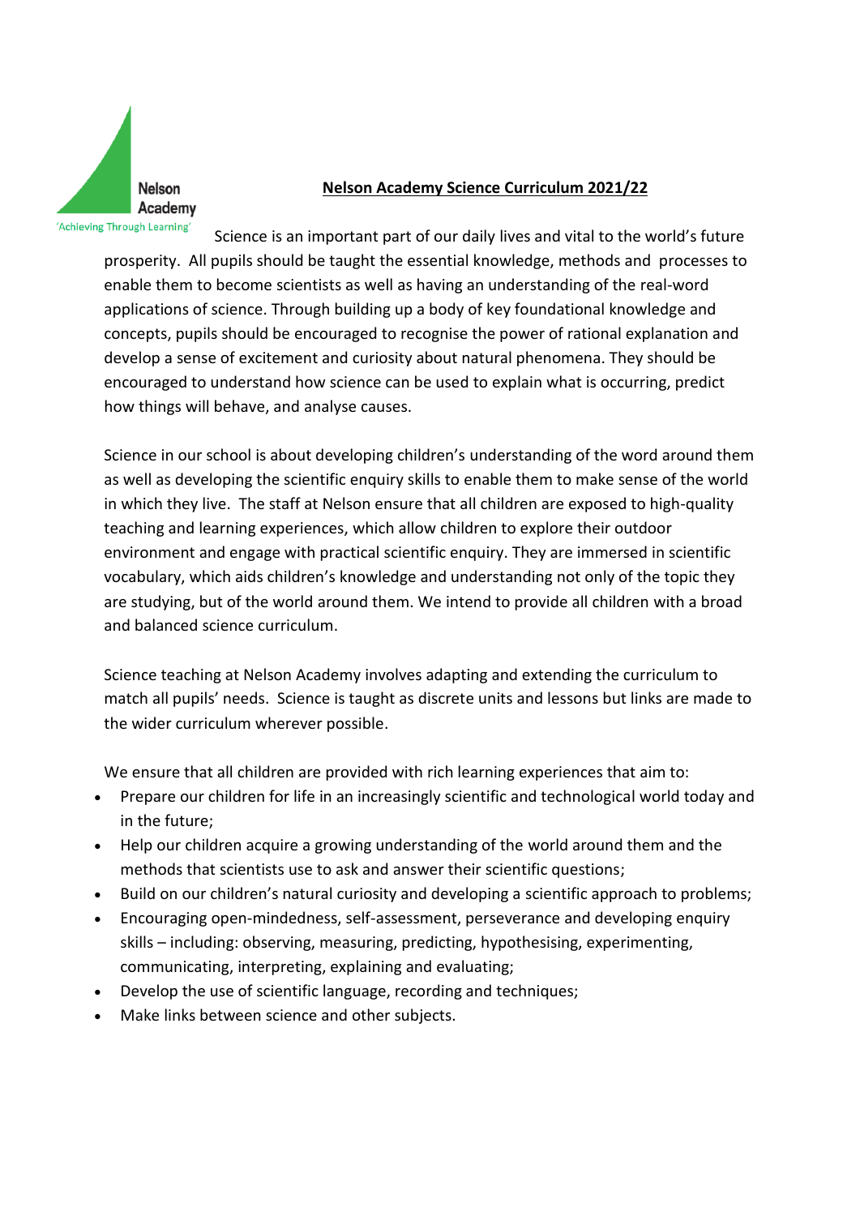Nelson Academy
'Achieving Through Learning'

# Nelson Academy Science Curriculum 2021/22

Science is an important part of our daily lives and vital to the world's future prosperity. All pupils should be taught the essential knowledge, methods and processes to enable them to become scientists as well as having an understanding of the real-word applications of science. Through building up a body of key foundational knowledge and concepts, pupils should be encouraged to recognise the power of rational explanation and develop a sense of excitement and curiosity about natural phenomena. They should be encouraged to understand how science can be used to explain what is occurring, predict how things will behave, and analyse causes.

Science in our school is about developing children's understanding of the word around them as well as developing the scientific enquiry skills to enable them to make sense of the world in which they live. The staff at Nelson ensure that all children are exposed to high-quality teaching and learning experiences, which allow children to explore their outdoor environment and engage with practical scientific enquiry. They are immersed in scientific vocabulary, which aids children's knowledge and understanding not only of the topic they are studying, but of the world around them. We intend to provide all children with a broad and balanced science curriculum.

Science teaching at Nelson Academy involves adapting and extending the curriculum to match all pupils' needs. Science is taught as discrete units and lessons but links are made to the wider curriculum wherever possible.

We ensure that all children are provided with rich learning experiences that aim to:

- Prepare our children for life in an increasingly scientific and technological world today and in the future;
- Help our children acquire a growing understanding of the world around them and the methods that scientists use to ask and answer their scientific questions;
- Build on our children's natural curiosity and developing a scientific approach to problems;
- Encouraging open-mindedness, self-assessment, perseverance and developing enquiry skills – including: observing, measuring, predicting, hypothesising, experimenting, communicating, interpreting, explaining and evaluating;
- Develop the use of scientific language, recording and techniques;
- Make links between science and other subjects.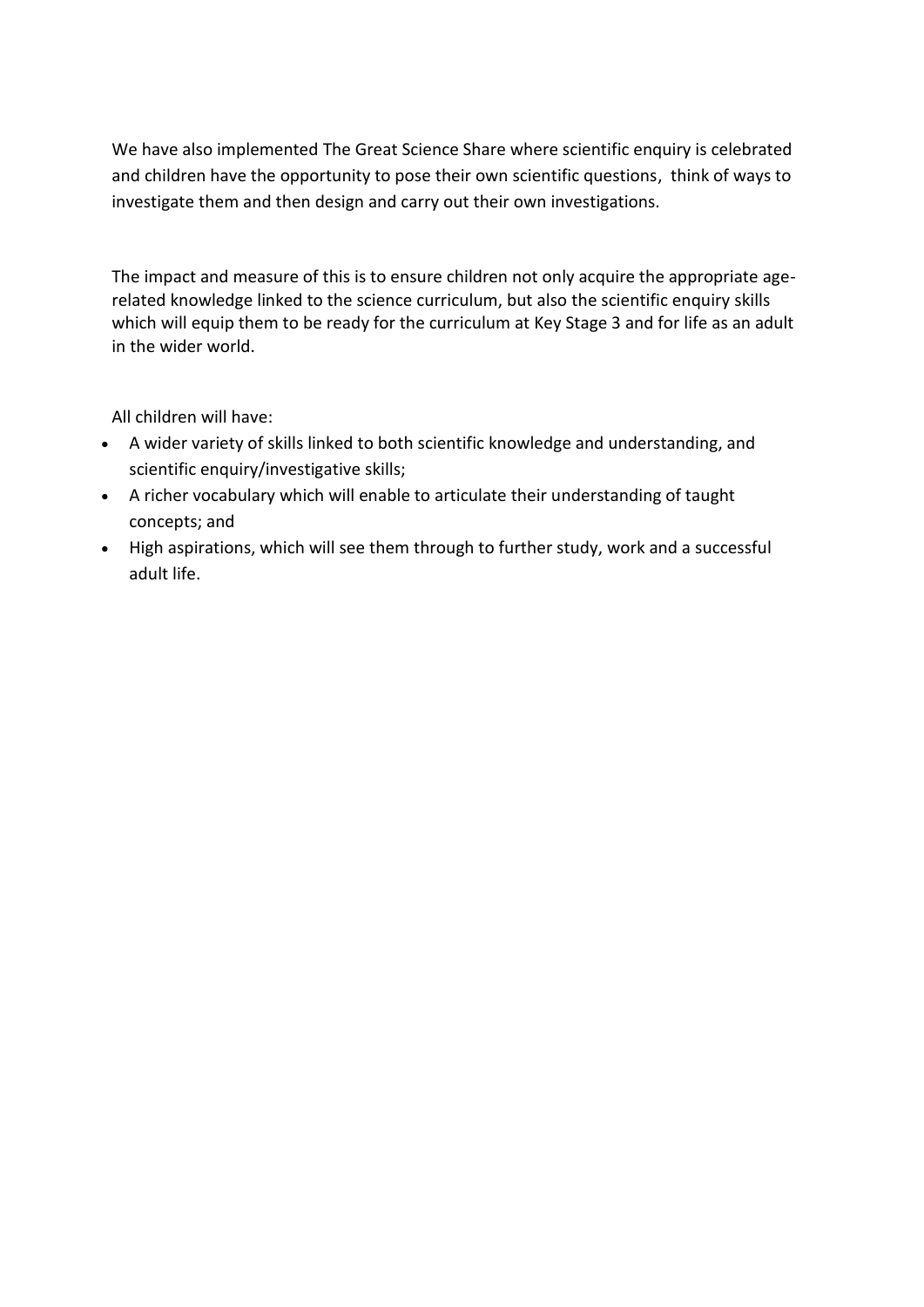We have also implemented The Great Science Share where scientific enquiry is celebrated and children have the opportunity to pose their own scientific questions, think of ways to investigate them and then design and carry out their own investigations.

The impact and measure of this is to ensure children not only acquire the appropriate age-related knowledge linked to the science curriculum, but also the scientific enquiry skills which will equip them to be ready for the curriculum at Key Stage 3 and for life as an adult in the wider world.

All children will have:

- A wider variety of skills linked to both scientific knowledge and understanding, and scientific enquiry/investigative skills;
- A richer vocabulary which will enable to articulate their understanding of taught concepts; and
- High aspirations, which will see them through to further study, work and a successful adult life.